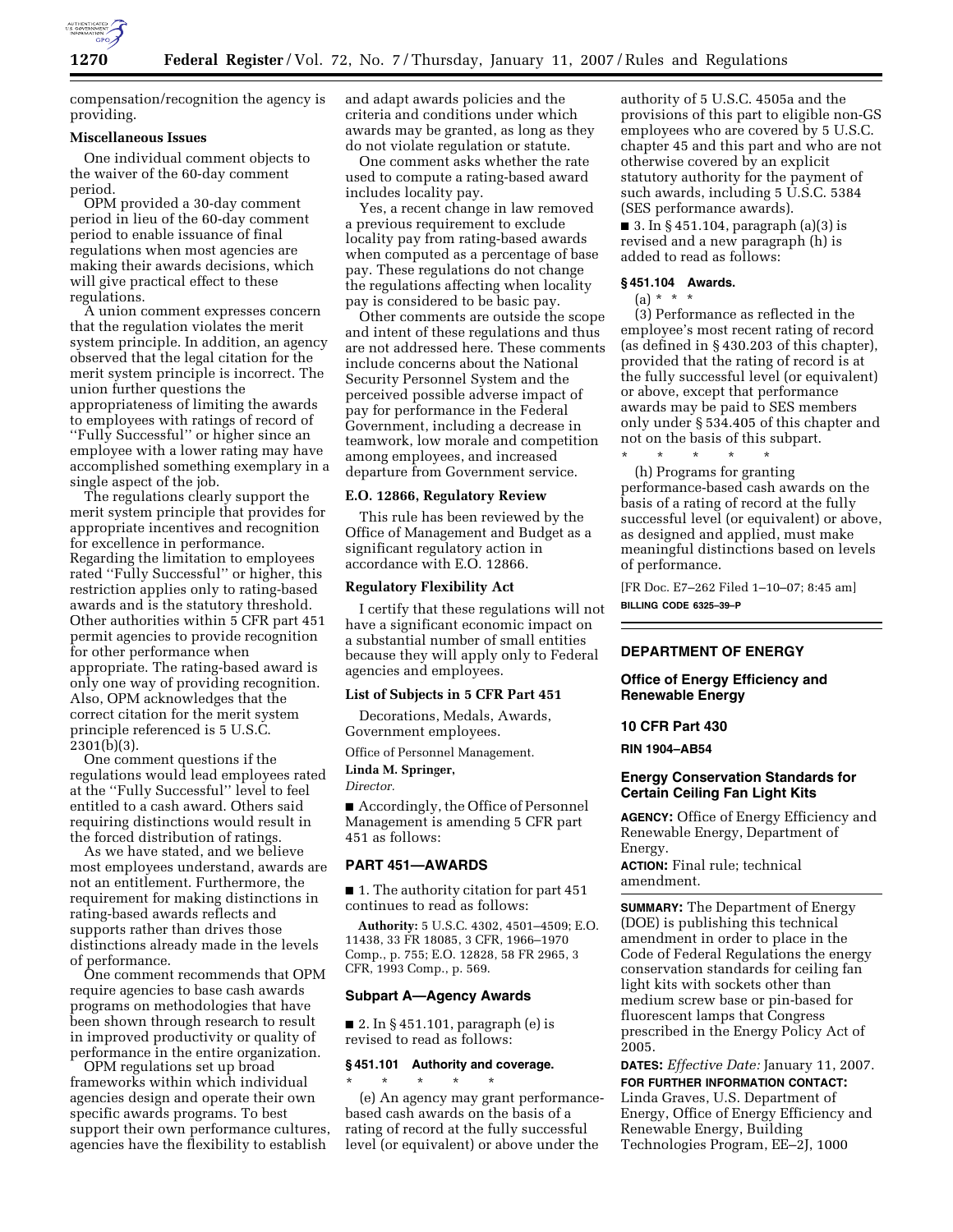compensation/recognition the agency is providing.

**Miscellaneous Issues**

One individual comment objects to the waiver of the 60-day comment period.

OPM provided a 30-day comment period in lieu of the 60-day comment period to enable issuance of final regulations when most agencies are making their awards decisions, which will give practical effect to these regulations.

A union comment expresses concern that the regulation violates the merit system principle. In addition, an agency observed that the legal citation for the merit system principle is incorrect. The union further questions the appropriateness of limiting the awards to employees with ratings of record of ''Fully Successful'' or higher since an employee with a lower rating may have accomplished something exemplary in a single aspect of the job.

The regulations clearly support the merit system principle that provides for appropriate incentives and recognition for excellence in performance. Regarding the limitation to employees rated ''Fully Successful'' or higher, this restriction applies only to rating-based awards and is the statutory threshold. Other authorities within 5 CFR part 451 permit agencies to provide recognition for other performance when appropriate. The rating-based award is only one way of providing recognition. Also, OPM acknowledges that the correct citation for the merit system principle referenced is 5 U.S.C. 2301(b)(3).

One comment questions if the regulations would lead employees rated at the ''Fully Successful'' level to feel entitled to a cash award. Others said requiring distinctions would result in the forced distribution of ratings.

As we have stated, and we believe most employees understand, awards are not an entitlement. Furthermore, the requirement for making distinctions in rating-based awards reflects and supports rather than drives those distinctions already made in the levels of performance.

One comment recommends that OPM require agencies to base cash awards programs on methodologies that have been shown through research to result in improved productivity or quality of performance in the entire organization.

OPM regulations set up broad frameworks within which individual agencies design and operate their own specific awards programs. To best support their own performance cultures, agencies have the flexibility to establish and adapt awards policies and the criteria and conditions under which awards may be granted, as long as they do not violate regulation or statute.

One comment asks whether the rate used to compute a rating-based award includes locality pay.

Yes, a recent change in law removed a previous requirement to exclude locality pay from rating-based awards when computed as a percentage of base pay. These regulations do not change the regulations affecting when locality pay is considered to be basic pay.

Other comments are outside the scope and intent of these regulations and thus are not addressed here. These comments include concerns about the National Security Personnel System and the perceived possible adverse impact of pay for performance in the Federal Government, including a decrease in teamwork, low morale and competition among employees, and increased departure from Government service.

**E.O. 12866, Regulatory Review**

This rule has been reviewed by the Office of Management and Budget as a significant regulatory action in accordance with E.O. 12866.

**Regulatory Flexibility Act**

I certify that these regulations will not have a significant economic impact on a substantial number of small entities because they will apply only to Federal agencies and employees.

**List of Subjects in 5 CFR Part 451**

Decorations, Medals, Awards, Government employees.

Office of Personnel Management.

**Linda M. Springer,**

*Director.*

■ Accordingly, the Office of Personnel Management is amending 5 CFR part 451 as follows:

## PART 451—AWARDS

■ 1. The authority citation for part 451 continues to read as follows:

**Authority:** 5 U.S.C. 4302, 4501–4509; E.O. 11438, 33 FR 18085, 3 CFR, 1966–1970 Comp., p. 755; E.O. 12828, 58 FR 2965, 3 CFR, 1993 Comp., p. 569.

### Subpart A—Agency Awards

■ 2. In § 451.101, paragraph (e) is revised to read as follows:

#### § 451.101 Authority and coverage.

\* \* \* \* \*

(e) An agency may grant performance-based cash awards on the basis of a rating of record at the fully successful level (or equivalent) or above under the authority of 5 U.S.C. 4505a and the provisions of this part to eligible non-GS employees who are covered by 5 U.S.C. chapter 45 and this part and who are not otherwise covered by an explicit statutory authority for the payment of such awards, including 5 U.S.C. 5384 (SES performance awards).

■ 3. In § 451.104, paragraph (a)(3) is revised and a new paragraph (h) is added to read as follows:

#### § 451.104 Awards.

(a) \* \* \*

(3) Performance as reflected in the employee's most recent rating of record (as defined in § 430.203 of this chapter), provided that the rating of record is at the fully successful level (or equivalent) or above, except that performance awards may be paid to SES members only under § 534.405 of this chapter and not on the basis of this subpart.

\* \* \* \* \*

(h) Programs for granting performance-based cash awards on the basis of a rating of record at the fully successful level (or equivalent) or above, as designed and applied, must make meaningful distinctions based on levels of performance.

[FR Doc. E7–262 Filed 1–10–07; 8:45 am]

**BILLING CODE 6325–39–P**

---

## DEPARTMENT OF ENERGY

### Office of Energy Efficiency and Renewable Energy

### 10 CFR Part 430

**RIN 1904–AB54**

### Energy Conservation Standards for Certain Ceiling Fan Light Kits

**AGENCY:** Office of Energy Efficiency and Renewable Energy, Department of Energy.

**ACTION:** Final rule; technical amendment.

**SUMMARY:** The Department of Energy (DOE) is publishing this technical amendment in order to place in the Code of Federal Regulations the energy conservation standards for ceiling fan light kits with sockets other than medium screw base or pin-based for fluorescent lamps that Congress prescribed in the Energy Policy Act of 2005.

**DATES:** *Effective Date:* January 11, 2007.

**FOR FURTHER INFORMATION CONTACT:** Linda Graves, U.S. Department of Energy, Office of Energy Efficiency and Renewable Energy, Building Technologies Program, EE–2J, 1000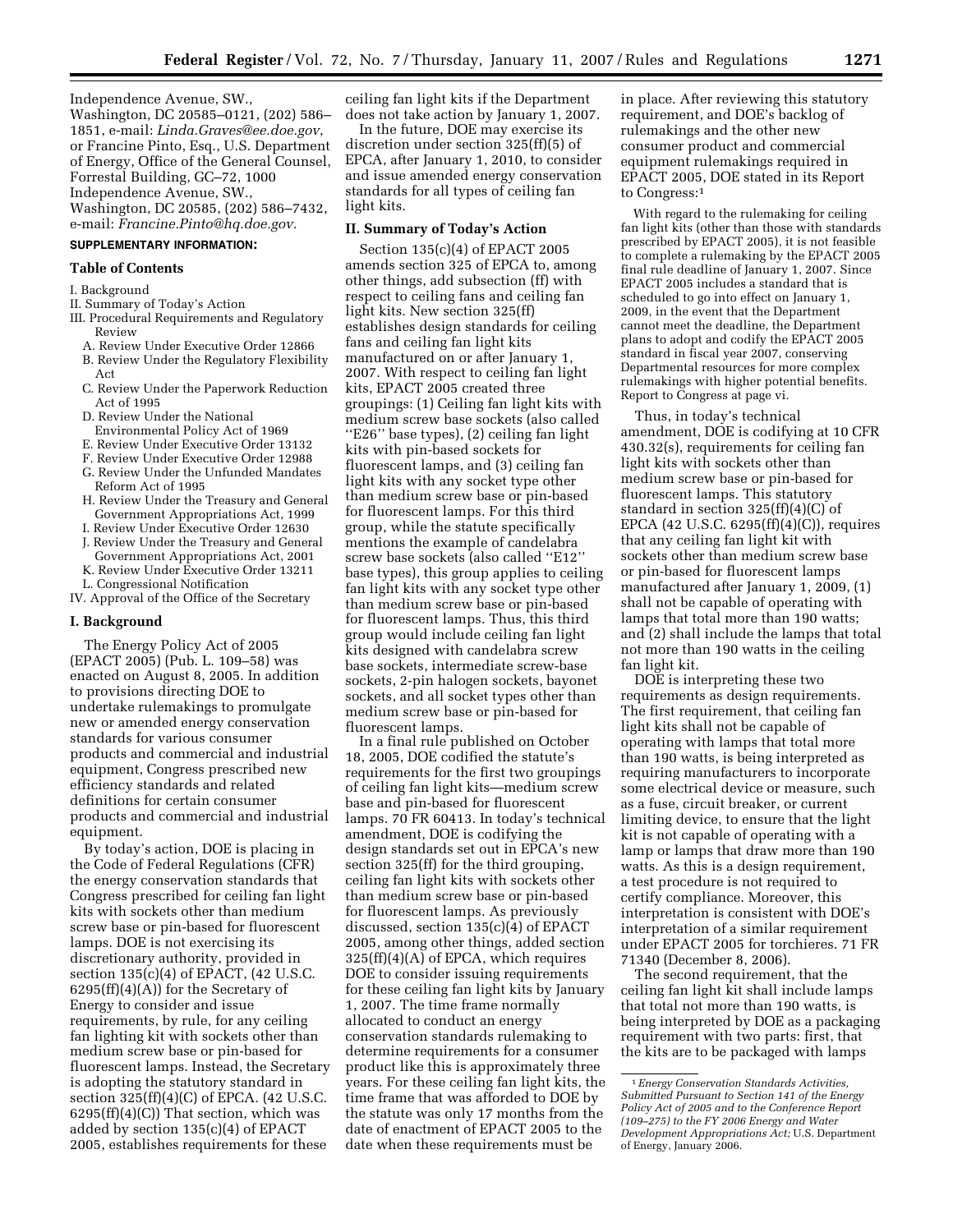Independence Avenue, SW., Washington, DC 20585–0121, (202) 586–1851, e-mail: *Linda.Graves@ee.doe.gov*, or Francine Pinto, Esq., U.S. Department of Energy, Office of the General Counsel, Forrestal Building, GC–72, 1000 Independence Avenue, SW., Washington, DC 20585, (202) 586–7432, e-mail: *Francine.Pinto@hq.doe.gov.*

**SUPPLEMENTARY INFORMATION:**

### Table of Contents

I. Background
II. Summary of Today's Action
III. Procedural Requirements and Regulatory Review
- A. Review Under Executive Order 12866
- B. Review Under the Regulatory Flexibility Act
- C. Review Under the Paperwork Reduction Act of 1995
- D. Review Under the National Environmental Policy Act of 1969
- E. Review Under Executive Order 13132
- F. Review Under Executive Order 12988
- G. Review Under the Unfunded Mandates Reform Act of 1995
- H. Review Under the Treasury and General Government Appropriations Act, 1999
- I. Review Under Executive Order 12630
- J. Review Under the Treasury and General Government Appropriations Act, 2001
- K. Review Under Executive Order 13211
- L. Congressional Notification

IV. Approval of the Office of the Secretary

## I. Background

The Energy Policy Act of 2005 (EPACT 2005) (Pub. L. 109–58) was enacted on August 8, 2005. In addition to provisions directing DOE to undertake rulemakings to promulgate new or amended energy conservation standards for various consumer products and commercial and industrial equipment, Congress prescribed new efficiency standards and related definitions for certain consumer products and commercial and industrial equipment.

By today's action, DOE is placing in the Code of Federal Regulations (CFR) the energy conservation standards that Congress prescribed for ceiling fan light kits with sockets other than medium screw base or pin-based for fluorescent lamps. DOE is not exercising its discretionary authority, provided in section 135(c)(4) of EPACT, (42 U.S.C. 6295(ff)(4)(A)) for the Secretary of Energy to consider and issue requirements, by rule, for any ceiling fan lighting kit with sockets other than medium screw base or pin-based for fluorescent lamps. Instead, the Secretary is adopting the statutory standard in section 325(ff)(4)(C) of EPCA. (42 U.S.C. 6295(ff)(4)(C)) That section, which was added by section 135(c)(4) of EPACT 2005, establishes requirements for these ceiling fan light kits if the Department does not take action by January 1, 2007.

In the future, DOE may exercise its discretion under section 325(ff)(5) of EPCA, after January 1, 2010, to consider and issue amended energy conservation standards for all types of ceiling fan light kits.

## II. Summary of Today's Action

Section 135(c)(4) of EPACT 2005 amends section 325 of EPCA to, among other things, add subsection (ff) with respect to ceiling fans and ceiling fan light kits. New section 325(ff) establishes design standards for ceiling fans and ceiling fan light kits manufactured on or after January 1, 2007. With respect to ceiling fan light kits, EPACT 2005 created three groupings: (1) Ceiling fan light kits with medium screw base sockets (also called ''E26'' base types), (2) ceiling fan light kits with pin-based sockets for fluorescent lamps, and (3) ceiling fan light kits with any socket type other than medium screw base or pin-based for fluorescent lamps. For this third group, while the statute specifically mentions the example of candelabra screw base sockets (also called ''E12'' base types), this group applies to ceiling fan light kits with any socket type other than medium screw base or pin-based for fluorescent lamps. Thus, this third group would include ceiling fan light kits designed with candelabra screw base sockets, intermediate screw-base sockets, 2-pin halogen sockets, bayonet sockets, and all socket types other than medium screw base or pin-based for fluorescent lamps.

In a final rule published on October 18, 2005, DOE codified the statute's requirements for the first two groupings of ceiling fan light kits—medium screw base and pin-based for fluorescent lamps. 70 FR 60413. In today's technical amendment, DOE is codifying the design standards set out in EPCA's new section 325(ff) for the third grouping, ceiling fan light kits with sockets other than medium screw base or pin-based for fluorescent lamps. As previously discussed, section 135(c)(4) of EPACT 2005, among other things, added section 325(ff)(4)(A) of EPCA, which requires DOE to consider issuing requirements for these ceiling fan light kits by January 1, 2007. The time frame normally allocated to conduct an energy conservation standards rulemaking to determine requirements for a consumer product like this is approximately three years. For these ceiling fan light kits, the time frame that was afforded to DOE by the statute was only 17 months from the date of enactment of EPACT 2005 to the date when these requirements must be in place. After reviewing this statutory requirement, and DOE's backlog of rulemakings and the other new consumer product and commercial equipment rulemakings required in EPACT 2005, DOE stated in its Report to Congress:[1]

> With regard to the rulemaking for ceiling fan light kits (other than those with standards prescribed by EPACT 2005), it is not feasible to complete a rulemaking by the EPACT 2005 final rule deadline of January 1, 2007. Since EPACT 2005 includes a standard that is scheduled to go into effect on January 1, 2009, in the event that the Department cannot meet the deadline, the Department plans to adopt and codify the EPACT 2005 standard in fiscal year 2007, conserving Departmental resources for more complex rulemakings with higher potential benefits. Report to Congress at page vi.

Thus, in today's technical amendment, DOE is codifying at 10 CFR 430.32(s), requirements for ceiling fan light kits with sockets other than medium screw base or pin-based for fluorescent lamps. This statutory standard in section 325(ff)(4)(C) of EPCA (42 U.S.C. 6295(ff)(4)(C)), requires that any ceiling fan light kit with sockets other than medium screw base or pin-based for fluorescent lamps manufactured after January 1, 2009, (1) shall not be capable of operating with lamps that total more than 190 watts; and (2) shall include the lamps that total not more than 190 watts in the ceiling fan light kit.

DOE is interpreting these two requirements as design requirements. The first requirement, that ceiling fan light kits shall not be capable of operating with lamps that total more than 190 watts, is being interpreted as requiring manufacturers to incorporate some electrical device or measure, such as a fuse, circuit breaker, or current limiting device, to ensure that the light kit is not capable of operating with a lamp or lamps that draw more than 190 watts. As this is a design requirement, a test procedure is not required to certify compliance. Moreover, this interpretation is consistent with DOE's interpretation of a similar requirement under EPACT 2005 for torchieres. 71 FR 71340 (December 8, 2006).

The second requirement, that the ceiling fan light kit shall include lamps that total not more than 190 watts, is being interpreted by DOE as a packaging requirement with two parts: first, that the kits are to be packaged with lamps

[1] *Energy Conservation Standards Activities, Submitted Pursuant to Section 141 of the Energy Policy Act of 2005 and to the Conference Report (109–275) to the FY 2006 Energy and Water Development Appropriations Act;* U.S. Department of Energy, January 2006.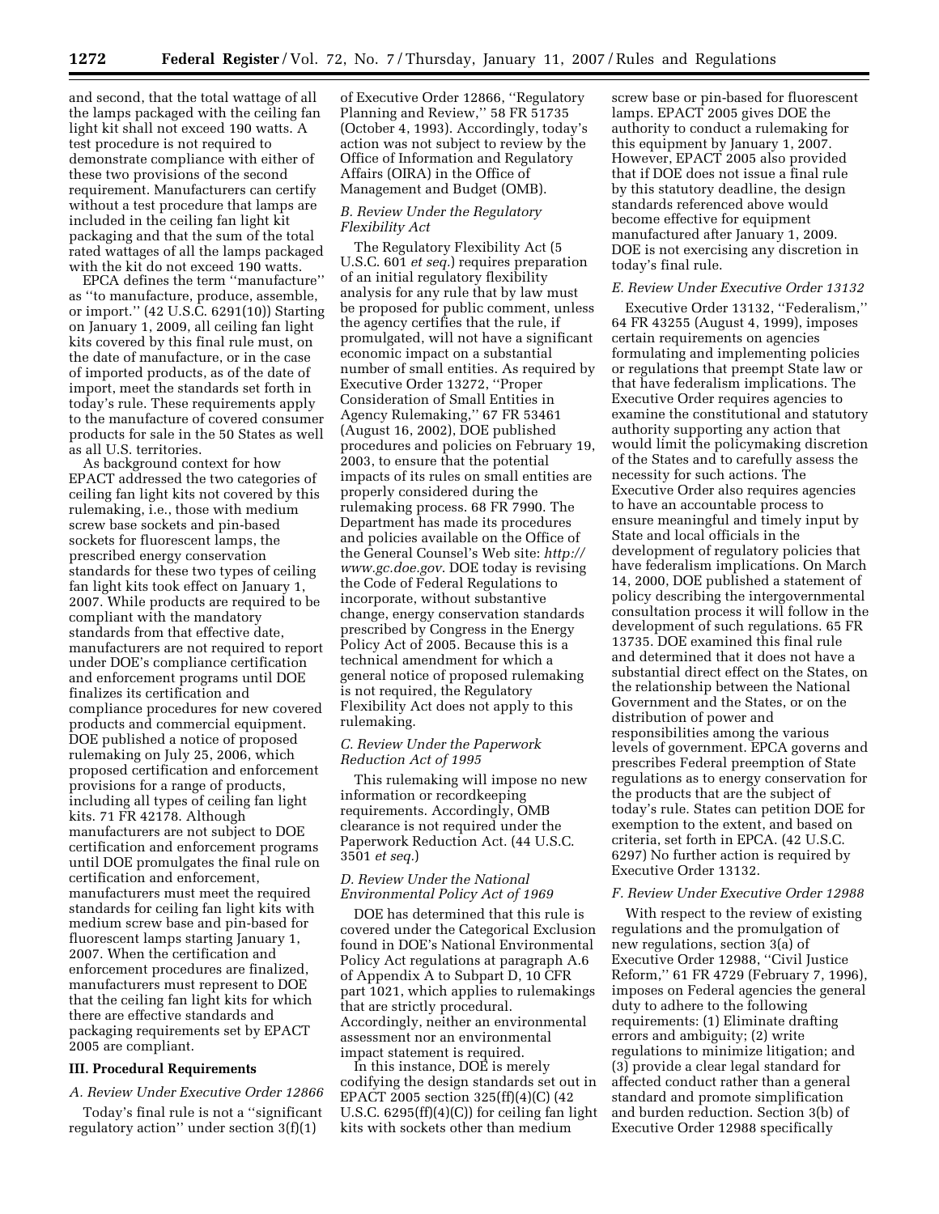and second, that the total wattage of all the lamps packaged with the ceiling fan light kit shall not exceed 190 watts. A test procedure is not required to demonstrate compliance with either of these two provisions of the second requirement. Manufacturers can certify without a test procedure that lamps are included in the ceiling fan light kit packaging and that the sum of the total rated wattages of all the lamps packaged with the kit do not exceed 190 watts.

EPCA defines the term ''manufacture'' as ''to manufacture, produce, assemble, or import.'' (42 U.S.C. 6291(10)) Starting on January 1, 2009, all ceiling fan light kits covered by this final rule must, on the date of manufacture, or in the case of imported products, as of the date of import, meet the standards set forth in today's rule. These requirements apply to the manufacture of covered consumer products for sale in the 50 States as well as all U.S. territories.

As background context for how EPACT addressed the two categories of ceiling fan light kits not covered by this rulemaking, i.e., those with medium screw base sockets and pin-based sockets for fluorescent lamps, the prescribed energy conservation standards for these two types of ceiling fan light kits took effect on January 1, 2007. While products are required to be compliant with the mandatory standards from that effective date, manufacturers are not required to report under DOE's compliance certification and enforcement programs until DOE finalizes its certification and compliance procedures for new covered products and commercial equipment. DOE published a notice of proposed rulemaking on July 25, 2006, which proposed certification and enforcement provisions for a range of products, including all types of ceiling fan light kits. 71 FR 42178. Although manufacturers are not subject to DOE certification and enforcement programs until DOE promulgates the final rule on certification and enforcement, manufacturers must meet the required standards for ceiling fan light kits with medium screw base and pin-based for fluorescent lamps starting January 1, 2007. When the certification and enforcement procedures are finalized, manufacturers must represent to DOE that the ceiling fan light kits for which there are effective standards and packaging requirements set by EPACT 2005 are compliant.

## III. Procedural Requirements

### *A. Review Under Executive Order 12866*

Today's final rule is not a ''significant regulatory action'' under section 3(f)(1) of Executive Order 12866, ''Regulatory Planning and Review,'' 58 FR 51735 (October 4, 1993). Accordingly, today's action was not subject to review by the Office of Information and Regulatory Affairs (OIRA) in the Office of Management and Budget (OMB).

### *B. Review Under the Regulatory Flexibility Act*

The Regulatory Flexibility Act (5 U.S.C. 601 *et seq.*) requires preparation of an initial regulatory flexibility analysis for any rule that by law must be proposed for public comment, unless the agency certifies that the rule, if promulgated, will not have a significant economic impact on a substantial number of small entities. As required by Executive Order 13272, ''Proper Consideration of Small Entities in Agency Rulemaking,'' 67 FR 53461 (August 16, 2002), DOE published procedures and policies on February 19, 2003, to ensure that the potential impacts of its rules on small entities are properly considered during the rulemaking process. 68 FR 7990. The Department has made its procedures and policies available on the Office of the General Counsel's Web site: *http://www.gc.doe.gov*. DOE today is revising the Code of Federal Regulations to incorporate, without substantive change, energy conservation standards prescribed by Congress in the Energy Policy Act of 2005. Because this is a technical amendment for which a general notice of proposed rulemaking is not required, the Regulatory Flexibility Act does not apply to this rulemaking.

### *C. Review Under the Paperwork Reduction Act of 1995*

This rulemaking will impose no new information or recordkeeping requirements. Accordingly, OMB clearance is not required under the Paperwork Reduction Act. (44 U.S.C. 3501 *et seq.*)

### *D. Review Under the National Environmental Policy Act of 1969*

DOE has determined that this rule is covered under the Categorical Exclusion found in DOE's National Environmental Policy Act regulations at paragraph A.6 of Appendix A to Subpart D, 10 CFR part 1021, which applies to rulemakings that are strictly procedural. Accordingly, neither an environmental assessment nor an environmental impact statement is required.

In this instance, DOE is merely codifying the design standards set out in EPACT 2005 section 325(ff)(4)(C) (42 U.S.C. 6295(ff)(4)(C)) for ceiling fan light kits with sockets other than medium screw base or pin-based for fluorescent lamps. EPACT 2005 gives DOE the authority to conduct a rulemaking for this equipment by January 1, 2007. However, EPACT 2005 also provided that if DOE does not issue a final rule by this statutory deadline, the design standards referenced above would become effective for equipment manufactured after January 1, 2009. DOE is not exercising any discretion in today's final rule.

### *E. Review Under Executive Order 13132*

Executive Order 13132, ''Federalism,'' 64 FR 43255 (August 4, 1999), imposes certain requirements on agencies formulating and implementing policies or regulations that preempt State law or that have federalism implications. The Executive Order requires agencies to examine the constitutional and statutory authority supporting any action that would limit the policymaking discretion of the States and to carefully assess the necessity for such actions. The Executive Order also requires agencies to have an accountable process to ensure meaningful and timely input by State and local officials in the development of regulatory policies that have federalism implications. On March 14, 2000, DOE published a statement of policy describing the intergovernmental consultation process it will follow in the development of such regulations. 65 FR 13735. DOE examined this final rule and determined that it does not have a substantial direct effect on the States, on the relationship between the National Government and the States, or on the distribution of power and responsibilities among the various levels of government. EPCA governs and prescribes Federal preemption of State regulations as to energy conservation for the products that are the subject of today's rule. States can petition DOE for exemption to the extent, and based on criteria, set forth in EPCA. (42 U.S.C. 6297) No further action is required by Executive Order 13132.

### *F. Review Under Executive Order 12988*

With respect to the review of existing regulations and the promulgation of new regulations, section 3(a) of Executive Order 12988, ''Civil Justice Reform,'' 61 FR 4729 (February 7, 1996), imposes on Federal agencies the general duty to adhere to the following requirements: (1) Eliminate drafting errors and ambiguity; (2) write regulations to minimize litigation; and (3) provide a clear legal standard for affected conduct rather than a general standard and promote simplification and burden reduction. Section 3(b) of Executive Order 12988 specifically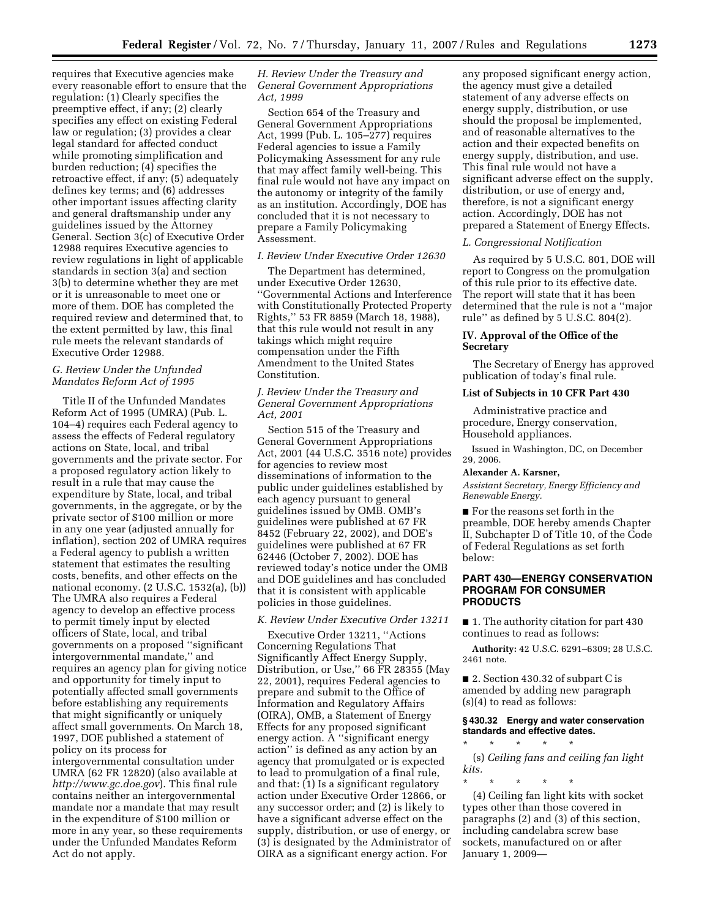requires that Executive agencies make every reasonable effort to ensure that the regulation: (1) Clearly specifies the preemptive effect, if any; (2) clearly specifies any effect on existing Federal law or regulation; (3) provides a clear legal standard for affected conduct while promoting simplification and burden reduction; (4) specifies the retroactive effect, if any; (5) adequately defines key terms; and (6) addresses other important issues affecting clarity and general draftsmanship under any guidelines issued by the Attorney General. Section 3(c) of Executive Order 12988 requires Executive agencies to review regulations in light of applicable standards in section 3(a) and section 3(b) to determine whether they are met or it is unreasonable to meet one or more of them. DOE has completed the required review and determined that, to the extent permitted by law, this final rule meets the relevant standards of Executive Order 12988.

### *G. Review Under the Unfunded Mandates Reform Act of 1995*

Title II of the Unfunded Mandates Reform Act of 1995 (UMRA) (Pub. L. 104–4) requires each Federal agency to assess the effects of Federal regulatory actions on State, local, and tribal governments and the private sector. For a proposed regulatory action likely to result in a rule that may cause the expenditure by State, local, and tribal governments, in the aggregate, or by the private sector of $100 million or more in any one year (adjusted annually for inflation), section 202 of UMRA requires a Federal agency to publish a written statement that estimates the resulting costs, benefits, and other effects on the national economy. (2 U.S.C. 1532(a), (b)) The UMRA also requires a Federal agency to develop an effective process to permit timely input by elected officers of State, local, and tribal governments on a proposed ''significant intergovernmental mandate,'' and requires an agency plan for giving notice and opportunity for timely input to potentially affected small governments before establishing any requirements that might significantly or uniquely affect small governments. On March 18, 1997, DOE published a statement of policy on its process for intergovernmental consultation under UMRA (62 FR 12820) (also available at *http://www.gc.doe.gov*). This final rule contains neither an intergovernmental mandate nor a mandate that may result in the expenditure of $100 million or more in any year, so these requirements under the Unfunded Mandates Reform Act do not apply.

### *H. Review Under the Treasury and General Government Appropriations Act, 1999*

Section 654 of the Treasury and General Government Appropriations Act, 1999 (Pub. L. 105–277) requires Federal agencies to issue a Family Policymaking Assessment for any rule that may affect family well-being. This final rule would not have any impact on the autonomy or integrity of the family as an institution. Accordingly, DOE has concluded that it is not necessary to prepare a Family Policymaking Assessment.

### *I. Review Under Executive Order 12630*

The Department has determined, under Executive Order 12630, ''Governmental Actions and Interference with Constitutionally Protected Property Rights,'' 53 FR 8859 (March 18, 1988), that this rule would not result in any takings which might require compensation under the Fifth Amendment to the United States Constitution.

### *J. Review Under the Treasury and General Government Appropriations Act, 2001*

Section 515 of the Treasury and General Government Appropriations Act, 2001 (44 U.S.C. 3516 note) provides for agencies to review most disseminations of information to the public under guidelines established by each agency pursuant to general guidelines issued by OMB. OMB's guidelines were published at 67 FR 8452 (February 22, 2002), and DOE's guidelines were published at 67 FR 62446 (October 7, 2002). DOE has reviewed today's notice under the OMB and DOE guidelines and has concluded that it is consistent with applicable policies in those guidelines.

### *K. Review Under Executive Order 13211*

Executive Order 13211, ''Actions Concerning Regulations That Significantly Affect Energy Supply, Distribution, or Use,'' 66 FR 28355 (May 22, 2001), requires Federal agencies to prepare and submit to the Office of Information and Regulatory Affairs (OIRA), OMB, a Statement of Energy Effects for any proposed significant energy action. A ''significant energy action'' is defined as any action by an agency that promulgated or is expected to lead to promulgation of a final rule, and that: (1) Is a significant regulatory action under Executive Order 12866, or any successor order; and (2) is likely to have a significant adverse effect on the supply, distribution, or use of energy, or (3) is designated by the Administrator of OIRA as a significant energy action. For any proposed significant energy action, the agency must give a detailed statement of any adverse effects on energy supply, distribution, or use should the proposal be implemented, and of reasonable alternatives to the action and their expected benefits on energy supply, distribution, and use. This final rule would not have a significant adverse effect on the supply, distribution, or use of energy and, therefore, is not a significant energy action. Accordingly, DOE has not prepared a Statement of Energy Effects.

### *L. Congressional Notification*

As required by 5 U.S.C. 801, DOE will report to Congress on the promulgation of this rule prior to its effective date. The report will state that it has been determined that the rule is not a ''major rule'' as defined by 5 U.S.C. 804(2).

## IV. Approval of the Office of the Secretary

The Secretary of Energy has approved publication of today's final rule.

### List of Subjects in 10 CFR Part 430

Administrative practice and procedure, Energy conservation, Household appliances.

Issued in Washington, DC, on December 29, 2006.

**Alexander A. Karsner,**

*Assistant Secretary, Energy Efficiency and Renewable Energy.*

■ For the reasons set forth in the preamble, DOE hereby amends Chapter II, Subchapter D of Title 10, of the Code of Federal Regulations as set forth below:

## PART 430—ENERGY CONSERVATION PROGRAM FOR CONSUMER PRODUCTS

■ 1. The authority citation for part 430 continues to read as follows:

**Authority:** 42 U.S.C. 6291–6309; 28 U.S.C. 2461 note.

■ 2. Section 430.32 of subpart C is amended by adding new paragraph (s)(4) to read as follows:

### § 430.32 Energy and water conservation standards and effective dates.

\* \* \* \* \*

(s) *Ceiling fans and ceiling fan light kits.*

\* \* \* \* \*

(4) Ceiling fan light kits with socket types other than those covered in paragraphs (2) and (3) of this section, including candelabra screw base sockets, manufactured on or after January 1, 2009—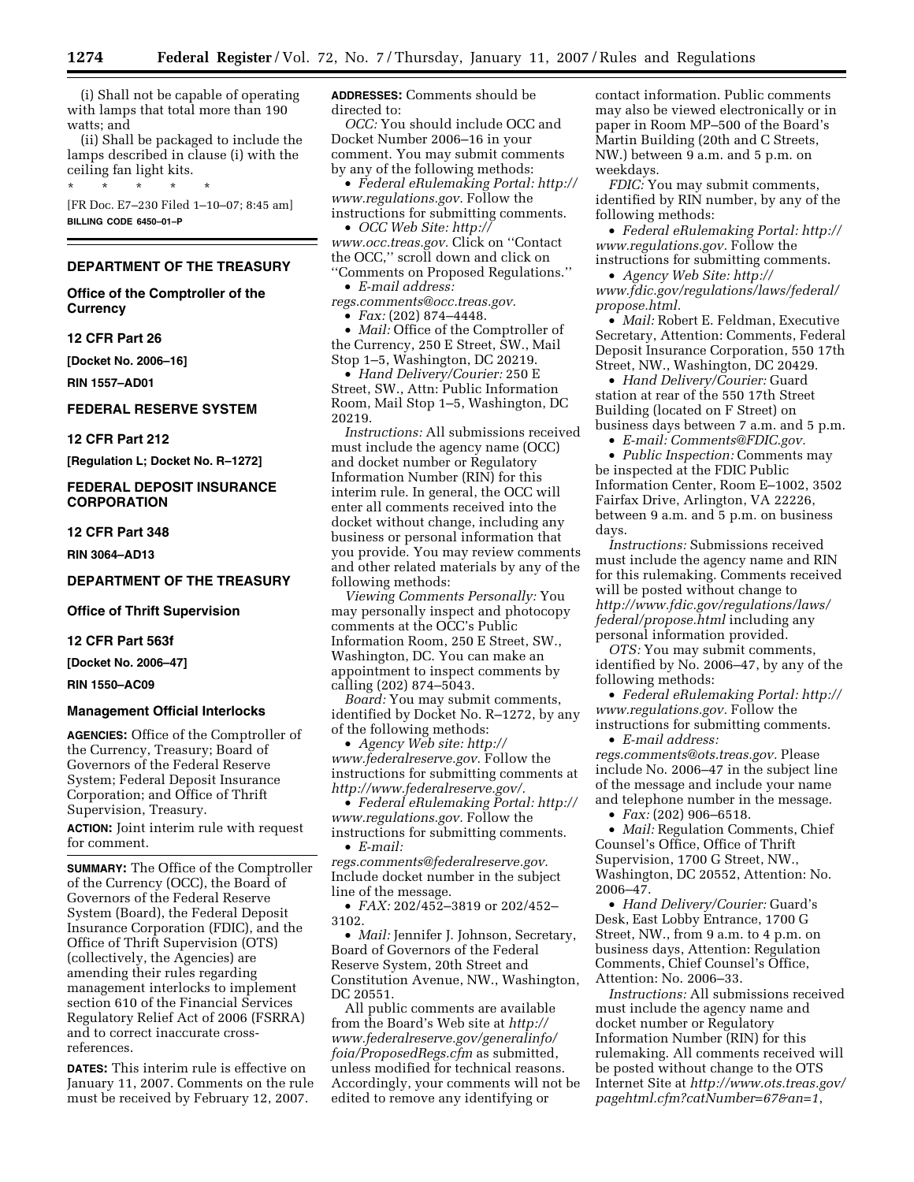(i) Shall not be capable of operating with lamps that total more than 190 watts; and

(ii) Shall be packaged to include the lamps described in clause (i) with the ceiling fan light kits.

\* \* \* \* \*

[FR Doc. E7–230 Filed 1–10–07; 8:45 am]

**BILLING CODE 6450–01–P**

---

**DEPARTMENT OF THE TREASURY**

**Office of the Comptroller of the Currency**

**12 CFR Part 26**

**[Docket No. 2006–16]**

**RIN 1557–AD01**

**FEDERAL RESERVE SYSTEM**

**12 CFR Part 212**

**[Regulation L; Docket No. R–1272]**

**FEDERAL DEPOSIT INSURANCE CORPORATION**

**12 CFR Part 348**

**RIN 3064–AD13**

**DEPARTMENT OF THE TREASURY**

**Office of Thrift Supervision**

**12 CFR Part 563f**

**[Docket No. 2006–47]**

**RIN 1550–AC09**

## Management Official Interlocks

**AGENCIES:** Office of the Comptroller of the Currency, Treasury; Board of Governors of the Federal Reserve System; Federal Deposit Insurance Corporation; and Office of Thrift Supervision, Treasury.

**ACTION:** Joint interim rule with request for comment.

**SUMMARY:** The Office of the Comptroller of the Currency (OCC), the Board of Governors of the Federal Reserve System (Board), the Federal Deposit Insurance Corporation (FDIC), and the Office of Thrift Supervision (OTS) (collectively, the Agencies) are amending their rules regarding management interlocks to implement section 610 of the Financial Services Regulatory Relief Act of 2006 (FSRRA) and to correct inaccurate cross-references.

**DATES:** This interim rule is effective on January 11, 2007. Comments on the rule must be received by February 12, 2007.

**ADDRESSES:** Comments should be directed to:

*OCC:* You should include OCC and Docket Number 2006–16 in your comment. You may submit comments by any of the following methods:

- *Federal eRulemaking Portal: http://www.regulations.gov.* Follow the instructions for submitting comments.
- *OCC Web Site: http://www.occ.treas.gov.* Click on ''Contact the OCC,'' scroll down and click on ''Comments on Proposed Regulations.''
- *E-mail address: regs.comments@occ.treas.gov.*
- *Fax:* (202) 874–4448.
- *Mail:* Office of the Comptroller of the Currency, 250 E Street, SW., Mail Stop 1–5, Washington, DC 20219.
- *Hand Delivery/Courier:* 250 E Street, SW., Attn: Public Information Room, Mail Stop 1–5, Washington, DC 20219.

*Instructions:* All submissions received must include the agency name (OCC) and docket number or Regulatory Information Number (RIN) for this interim rule. In general, the OCC will enter all comments received into the docket without change, including any business or personal information that you provide. You may review comments and other related materials by any of the following methods:

*Viewing Comments Personally:* You may personally inspect and photocopy comments at the OCC's Public Information Room, 250 E Street, SW., Washington, DC. You can make an appointment to inspect comments by calling (202) 874–5043.

*Board:* You may submit comments, identified by Docket No. R–1272, by any of the following methods:

- *Agency Web site: http://www.federalreserve.gov.* Follow the instructions for submitting comments at *http://www.federalreserve.gov/.*
- *Federal eRulemaking Portal: http://www.regulations.gov.* Follow the instructions for submitting comments.
- *E-mail: regs.comments@federalreserve.gov.* Include docket number in the subject line of the message.
- *FAX:* 202/452–3819 or 202/452–3102.
- *Mail:* Jennifer J. Johnson, Secretary, Board of Governors of the Federal Reserve System, 20th Street and Constitution Avenue, NW., Washington, DC 20551.

All public comments are available from the Board's Web site at *http://www.federalreserve.gov/generalinfo/foia/ProposedRegs.cfm* as submitted, unless modified for technical reasons. Accordingly, your comments will not be edited to remove any identifying or contact information. Public comments may also be viewed electronically or in paper in Room MP–500 of the Board's Martin Building (20th and C Streets, NW.) between 9 a.m. and 5 p.m. on weekdays.

*FDIC:* You may submit comments, identified by RIN number, by any of the following methods:

- *Federal eRulemaking Portal: http://www.regulations.gov.* Follow the instructions for submitting comments.
- *Agency Web Site: http://www.fdic.gov/regulations/laws/federal/propose.html.*
- *Mail:* Robert E. Feldman, Executive Secretary, Attention: Comments, Federal Deposit Insurance Corporation, 550 17th Street, NW., Washington, DC 20429.
- *Hand Delivery/Courier:* Guard station at rear of the 550 17th Street Building (located on F Street) on business days between 7 a.m. and 5 p.m.
- *E-mail: Comments@FDIC.gov.*
- *Public Inspection:* Comments may be inspected at the FDIC Public Information Center, Room E–1002, 3502 Fairfax Drive, Arlington, VA 22226, between 9 a.m. and 5 p.m. on business days.

*Instructions:* Submissions received must include the agency name and RIN for this rulemaking. Comments received will be posted without change to *http://www.fdic.gov/regulations/laws/federal/propose.html* including any personal information provided.

*OTS:* You may submit comments, identified by No. 2006–47, by any of the following methods:

- *Federal eRulemaking Portal: http://www.regulations.gov.* Follow the instructions for submitting comments.
- *E-mail address: regs.comments@ots.treas.gov.* Please include No. 2006–47 in the subject line of the message and include your name and telephone number in the message.
- *Fax:* (202) 906–6518.
- *Mail:* Regulation Comments, Chief Counsel's Office, Office of Thrift Supervision, 1700 G Street, NW., Washington, DC 20552, Attention: No. 2006–47.
- *Hand Delivery/Courier:* Guard's Desk, East Lobby Entrance, 1700 G Street, NW., from 9 a.m. to 4 p.m. on business days, Attention: Regulation Comments, Chief Counsel's Office, Attention: No. 2006–33.

*Instructions:* All submissions received must include the agency name and docket number or Regulatory Information Number (RIN) for this rulemaking. All comments received will be posted without change to the OTS Internet Site at *http://www.ots.treas.gov/pagehtml.cfm?catNumber=67&an=1,*